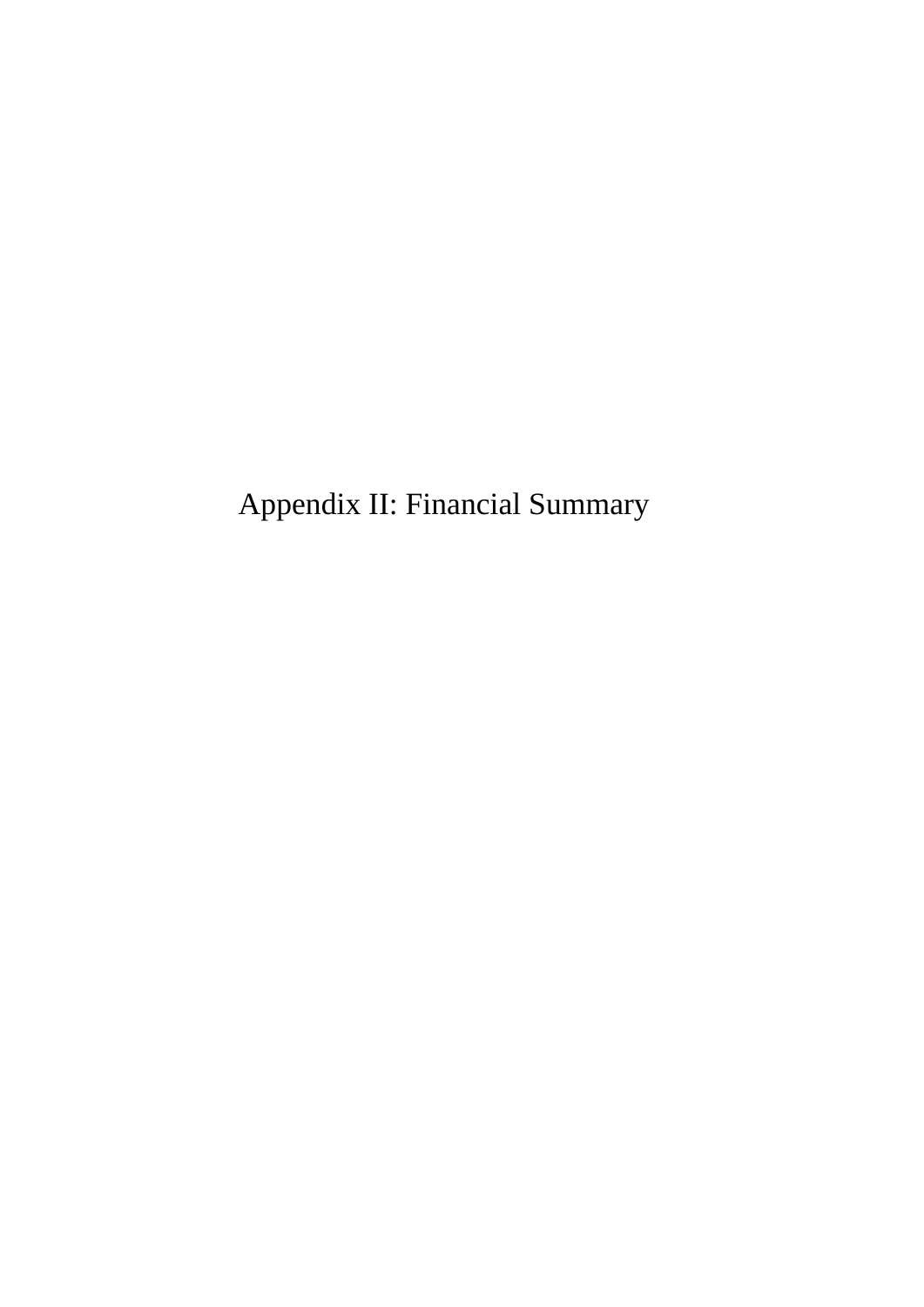# Appendix II: Financial Summary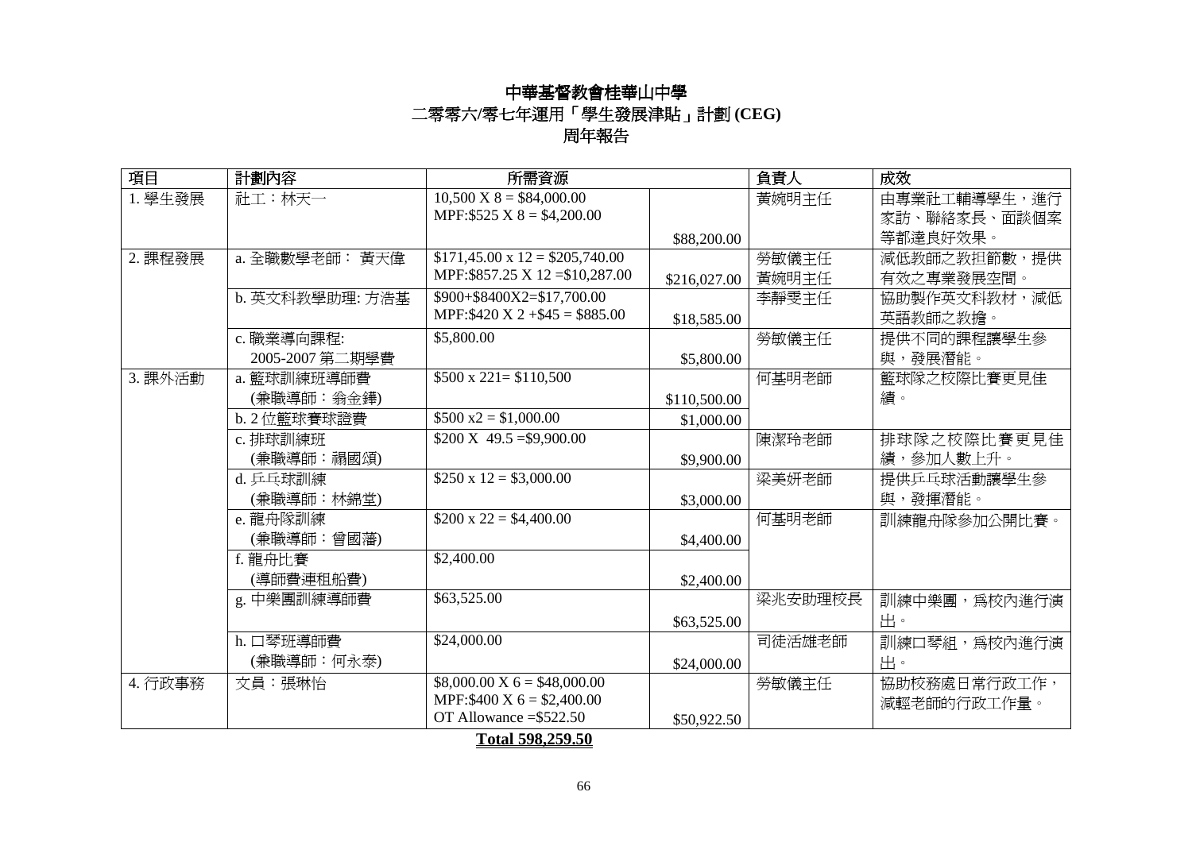# 中華基督教會桂華山中學

## 二零零六/零七年運用「學生發展津貼」計劃 (CEG)

## 周年報告

| 項目 | 計劃內容 | 所需資源 | | 負責人 | 成效 |
|---|---|---|---|---|---|
| 1. 學生發展 | 社工：林天一 | 10,500 X 8 = $84,000.00<br>MPF:$525 X 8 = $4,200.00 | $88,200.00 | 黃婉明主任 | 由專業社工輔導學生，進行家訪、聯絡家長、面談個案等都達良好效果。 |
| 2. 課程發展 | a. 全職數學老師： 黃天偉 | $171,45.00 x 12 = $205,740.00<br>MPF:$857.25 X 12 =$10,287.00 | $216,027.00 | 勞敏儀主任<br>黃婉明主任 | 減低教師之教担節數，提供有效之專業發展空間。 |
| | b. 英文科教學助理: 方浩基 | $900+$8400X2=$17,700.00<br>MPF:$420 X 2 +$45 = $885.00 | $18,585.00 | 李靜雯主任 | 協助製作英文科教材，減低英語教師之教擔。 |
| | c. 職業導向課程:<br>2005-2007 第二期學費 | $5,800.00 | $5,800.00 | 勞敏儀主任 | 提供不同的課程讓學生參與，發展潛能。 |
| 3. 課外活動 | a. 籃球訓練班導師費<br>(兼職導師：翁金鏵) | $500 x 221= $110,500 | $110,500.00 | 何基明老師 | 籃球隊之校際比賽更見佳績。 |
| | b. 2 位籃球賽球證費 | $500 x2 = $1,000.00 | $1,000.00 | | |
| | c. 排球訓練班<br>(兼職導師：禤國頌) | $200 X 49.5 =$9,900.00 | $9,900.00 | 陳潔玲老師 | 排球隊之校際比賽更見佳績，參加人數上升。 |
| | d. 乒乓球訓練<br>(兼職導師：林錦堂) | $250 x 12 = $3,000.00 | $3,000.00 | 梁美妍老師 | 提供乒乓球活動讓學生參與，發揮潛能。 |
| | e. 龍舟隊訓練<br>(兼職導師：曾國藩) | $200 x 22 = $4,400.00 | $4,400.00 | 何基明老師 | 訓練龍舟隊參加公開比賽。 |
| | f. 龍舟比賽<br>(導師費連租船費) | $2,400.00 | $2,400.00 | | |
| | g. 中樂團訓練導師費 | $63,525.00 | $63,525.00 | 梁兆安助理校長 | 訓練中樂團，為校內進行演出。 |
| | h. 口琴班導師費<br>(兼職導師：何永泰) | $24,000.00 | $24,000.00 | 司徒活雄老師 | 訓練口琴組，為校內進行演出。 |
| 4. 行政事務 | 文員：張琳怡 | $8,000.00 X 6 = $48,000.00<br>MPF:$400 X 6 = $2,400.00<br>OT Allowance =$522.50 | $50,922.50 | 勞敏儀主任 | 協助校務處日常行政工作，減輕老師的行政工作量。 |

**Total 598,259.50**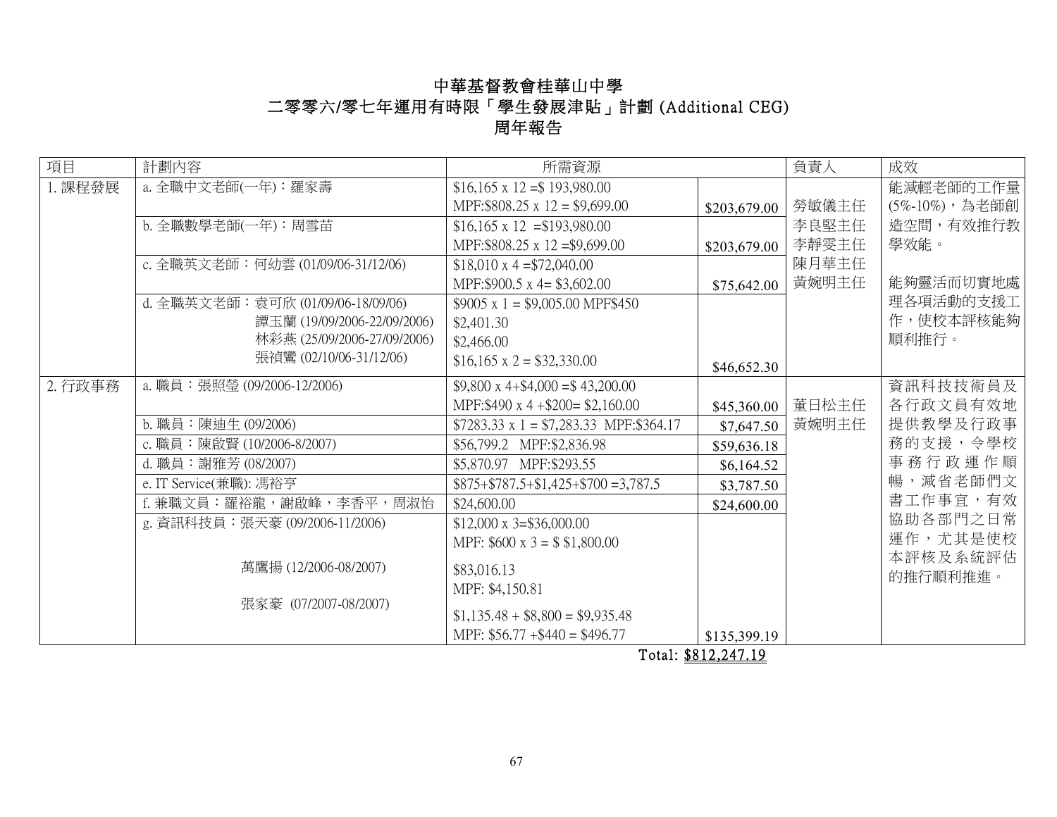# 中華基督教會桂華山中學

## 二零零六/零七年運用有時限「學生發展津貼」計劃 (Additional CEG)

## 周年報告

| 項目 | 計劃內容 | 所需資源 | | 負責人 | 成效 |
|---|---|---|---|---|---|
| 1. 課程發展 | a. 全職中文老師(一年)：羅家壽 | $16,165 x 12 =$ 193,980.00<br>MPF:$808.25 x 12 = $9,699.00 | $203,679.00 | 勞敏儀主任<br>李良堅主任<br>李靜雯主任<br>陳月華主任<br>黃婉明主任 | 能減輕老師的工作量(5%-10%)，為老師創造空間，有效推行教學效能。<br><br>能夠靈活而切實地處理各項活動的支援工作，使校本評核能夠順利推行。 |
| | b. 全職數學老師(一年)：周雪苗 | $16,165 x 12 =$193,980.00<br>MPF:$808.25 x 12 =$9,699.00 | $203,679.00 | | |
| | c. 全職英文老師：何幼雲 (01/09/06-31/12/06) | $18,010 x 4 =$72,040.00<br>MPF:$900.5 x 4= $3,602.00 | $75,642.00 | | |
| | d. 全職英文老師：袁可欣 (01/09/06-18/09/06)<br>譚玉蘭 (19/09/2006-22/09/2006)<br>林彩燕 (25/09/2006-27/09/2006)<br>張禎鸞 (02/10/06-31/12/06) | $9005 x 1 = $9,005.00 MPF$450<br>$2,401.30<br>$2,466.00<br>$16,165 x 2 = $32,330.00 | $46,652.30 | | |
| 2. 行政事務 | a. 職員：張照瑩 (09/2006-12/2006) | $9,800 x 4+$4,000 =$ 43,200.00<br>MPF:$490 x 4 +$200= $2,160.00 | $45,360.00 | 董日松主任<br>黃婉明主任 | 資訊科技技術員及各行政文員有效地提供教學及行政事務的支援，令學校事務行政運作順暢，減省老師們文書工作事宜，有效協助各部門之日常運作，尤其是使校本評核及系統評估的推行順利推進。 |
| | b. 職員：陳迪生 (09/2006) | $7283.33 x 1 = $7,283.33 MPF:$364.17 | $7,647.50 | | |
| | c. 職員：陳啟賢 (10/2006-8/2007) | $56,799.2 MPF:$2,836.98 | $59,636.18 | | |
| | d. 職員：謝雅芳 (08/2007) | $5,870.97 MPF:$293.55 | $6,164.52 | | |
| | e. IT Service(兼職): 馮裕亨 | $875+$787.5+$1,425+$700 =3,787.5 | $3,787.50 | | |
| | f. 兼職文員：羅裕龍，謝啟峰，李香平，周淑怡 | $24,600.00 | $24,600.00 | | |
| | g. 資訊科技員：張天豪 (09/2006-11/2006)<br><br>萬鷹揚 (12/2006-08/2007)<br><br>張家豪 (07/2007-08/2007) | $12,000 x 3=$36,000.00<br>MPF: $600 x 3 = $ $1,800.00<br>$83,016.13<br>MPF: $4,150.81<br>$1,135.48 + $8,800 = $9,935.48<br>MPF: $56.77 +$440 = $496.77 | $135,399.19 | | |

Total: $812,247.19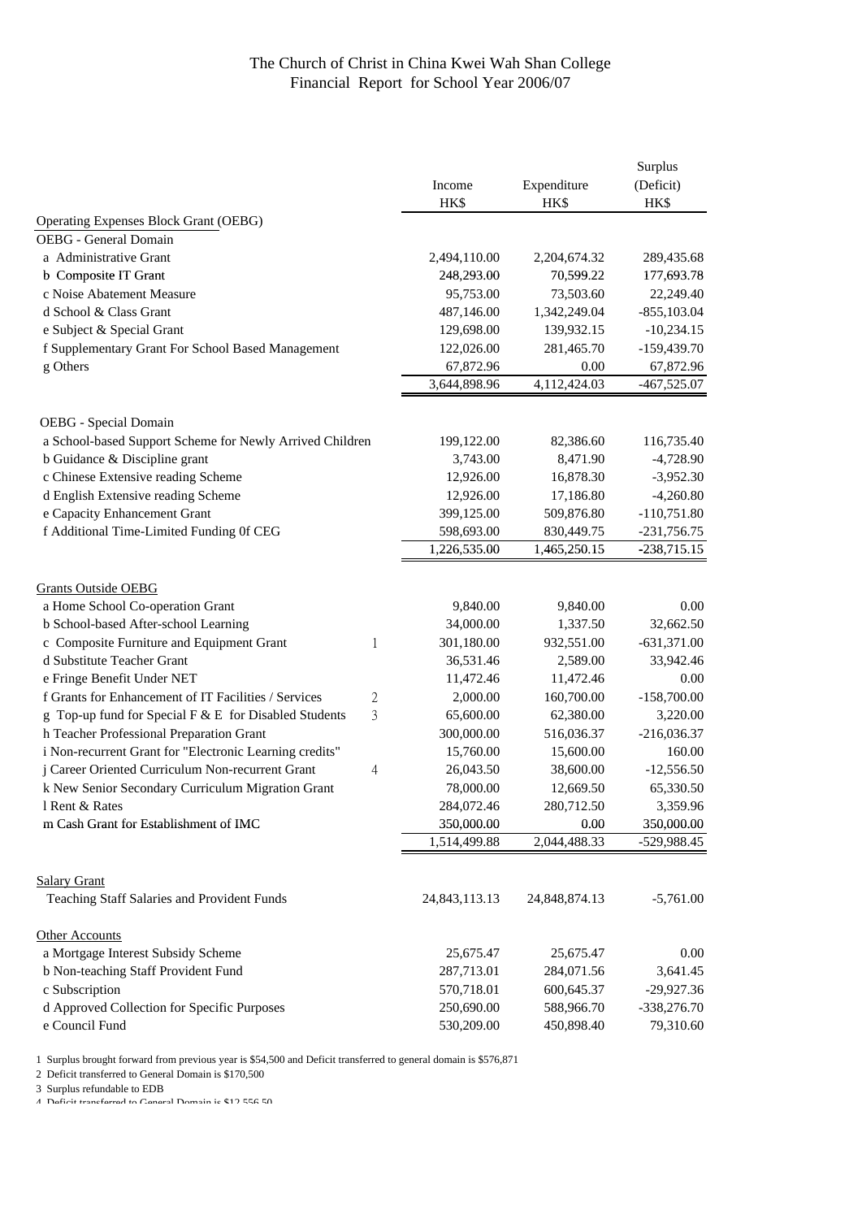# The Church of Christ in China Kwei Wah Shan College
## Financial Report for School Year 2006/07

| | | Income HK$ | Expenditure HK$ | Surplus (Deficit) HK$ |
|---|---|---|---|---|
| Operating Expenses Block Grant (OEBG) | | | | |
| OEBG - General Domain | | | | |
| a Administrative Grant | | 2,494,110.00 | 2,204,674.32 | 289,435.68 |
| b Composite IT Grant | | 248,293.00 | 70,599.22 | 177,693.78 |
| c Noise Abatement Measure | | 95,753.00 | 73,503.60 | 22,249.40 |
| d School & Class Grant | | 487,146.00 | 1,342,249.04 | -855,103.04 |
| e Subject & Special Grant | | 129,698.00 | 139,932.15 | -10,234.15 |
| f Supplementary Grant For School Based Management | | 122,026.00 | 281,465.70 | -159,439.70 |
| g Others | | 67,872.96 | 0.00 | 67,872.96 |
| | | 3,644,898.96 | 4,112,424.03 | -467,525.07 |
| OEBG - Special Domain | | | | |
| a School-based Support Scheme for Newly Arrived Children | | 199,122.00 | 82,386.60 | 116,735.40 |
| b Guidance & Discipline grant | | 3,743.00 | 8,471.90 | -4,728.90 |
| c Chinese Extensive reading Scheme | | 12,926.00 | 16,878.30 | -3,952.30 |
| d English Extensive reading Scheme | | 12,926.00 | 17,186.80 | -4,260.80 |
| e Capacity Enhancement Grant | | 399,125.00 | 509,876.80 | -110,751.80 |
| f Additional Time-Limited Funding 0f CEG | | 598,693.00 | 830,449.75 | -231,756.75 |
| | | 1,226,535.00 | 1,465,250.15 | -238,715.15 |
| Grants Outside OEBG | | | | |
| a Home School Co-operation Grant | | 9,840.00 | 9,840.00 | 0.00 |
| b School-based After-school Learning | | 34,000.00 | 1,337.50 | 32,662.50 |
| c Composite Furniture and Equipment Grant | 1 | 301,180.00 | 932,551.00 | -631,371.00 |
| d Substitute Teacher Grant | | 36,531.46 | 2,589.00 | 33,942.46 |
| e Fringe Benefit Under NET | | 11,472.46 | 11,472.46 | 0.00 |
| f Grants for Enhancement of IT Facilities / Services | 2 | 2,000.00 | 160,700.00 | -158,700.00 |
| g Top-up fund for Special F & E for Disabled Students | 3 | 65,600.00 | 62,380.00 | 3,220.00 |
| h Teacher Professional Preparation Grant | | 300,000.00 | 516,036.37 | -216,036.37 |
| i Non-recurrent Grant for "Electronic Learning credits" | | 15,760.00 | 15,600.00 | 160.00 |
| j Career Oriented Curriculum Non-recurrent Grant | 4 | 26,043.50 | 38,600.00 | -12,556.50 |
| k New Senior Secondary Curriculum Migration Grant | | 78,000.00 | 12,669.50 | 65,330.50 |
| l Rent & Rates | | 284,072.46 | 280,712.50 | 3,359.96 |
| m Cash Grant for Establishment of IMC | | 350,000.00 | 0.00 | 350,000.00 |
| | | 1,514,499.88 | 2,044,488.33 | -529,988.45 |
| Salary Grant | | | | |
| Teaching Staff Salaries and Provident Funds | | 24,843,113.13 | 24,848,874.13 | -5,761.00 |
| Other Accounts | | | | |
| a Mortgage Interest Subsidy Scheme | | 25,675.47 | 25,675.47 | 0.00 |
| b Non-teaching Staff Provident Fund | | 287,713.01 | 284,071.56 | 3,641.45 |
| c Subscription | | 570,718.01 | 600,645.37 | -29,927.36 |
| d Approved Collection for Specific Purposes | | 250,690.00 | 588,966.70 | -338,276.70 |
| e Council Fund | | 530,209.00 | 450,898.40 | 79,310.60 |

1 Surplus brought forward from previous year is $54,500 and Deficit transferred to general domain is $576,871

2 Deficit transferred to General Domain is $170,500

3 Surplus refundable to EDB

4 Deficit transferred to General Domain is $12,556.50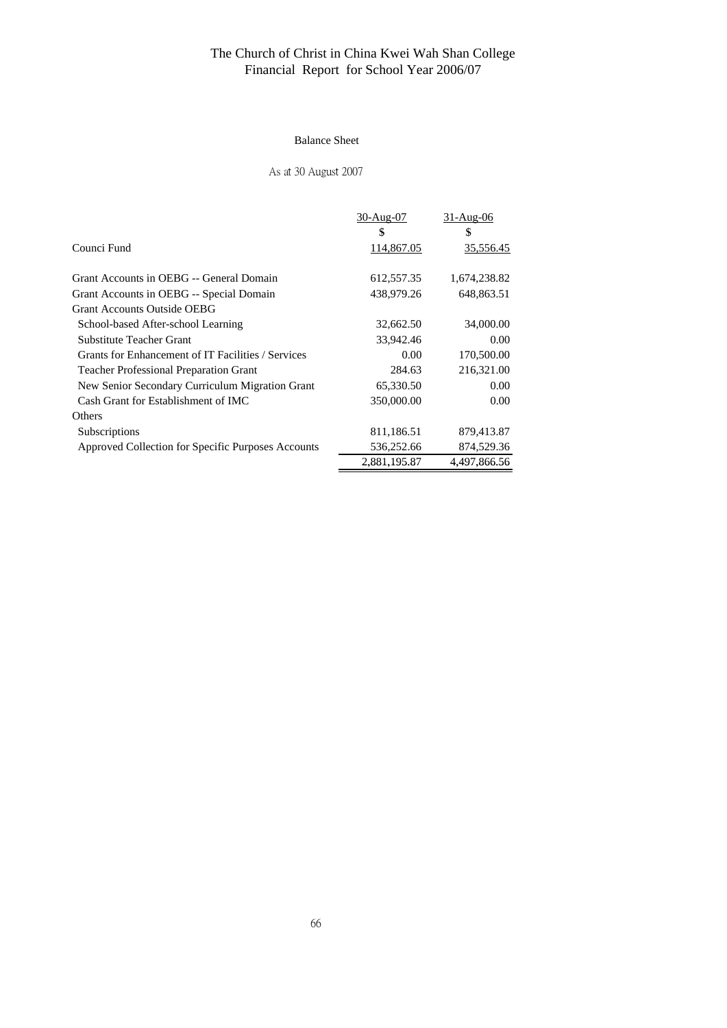# The Church of Christ in China Kwei Wah Shan College
# Financial Report for School Year 2006/07

## Balance Sheet

As at 30 August 2007

| | 30-Aug-07 | 31-Aug-06 |
|---|---|---|
| | $ | $ |
| Counci Fund | 114,867.05 | 35,556.45 |
| Grant Accounts in OEBG -- General Domain | 612,557.35 | 1,674,238.82 |
| Grant Accounts in OEBG -- Special Domain | 438,979.26 | 648,863.51 |
| Grant Accounts Outside OEBG | | |
| School-based After-school Learning | 32,662.50 | 34,000.00 |
| Substitute Teacher Grant | 33,942.46 | 0.00 |
| Grants for Enhancement of IT Facilities / Services | 0.00 | 170,500.00 |
| Teacher Professional Preparation Grant | 284.63 | 216,321.00 |
| New Senior Secondary Curriculum Migration Grant | 65,330.50 | 0.00 |
| Cash Grant for Establishment of IMC | 350,000.00 | 0.00 |
| Others | | |
| Subscriptions | 811,186.51 | 879,413.87 |
| Approved Collection for Specific Purposes Accounts | 536,252.66 | 874,529.36 |
| | 2,881,195.87 | 4,497,866.56 |